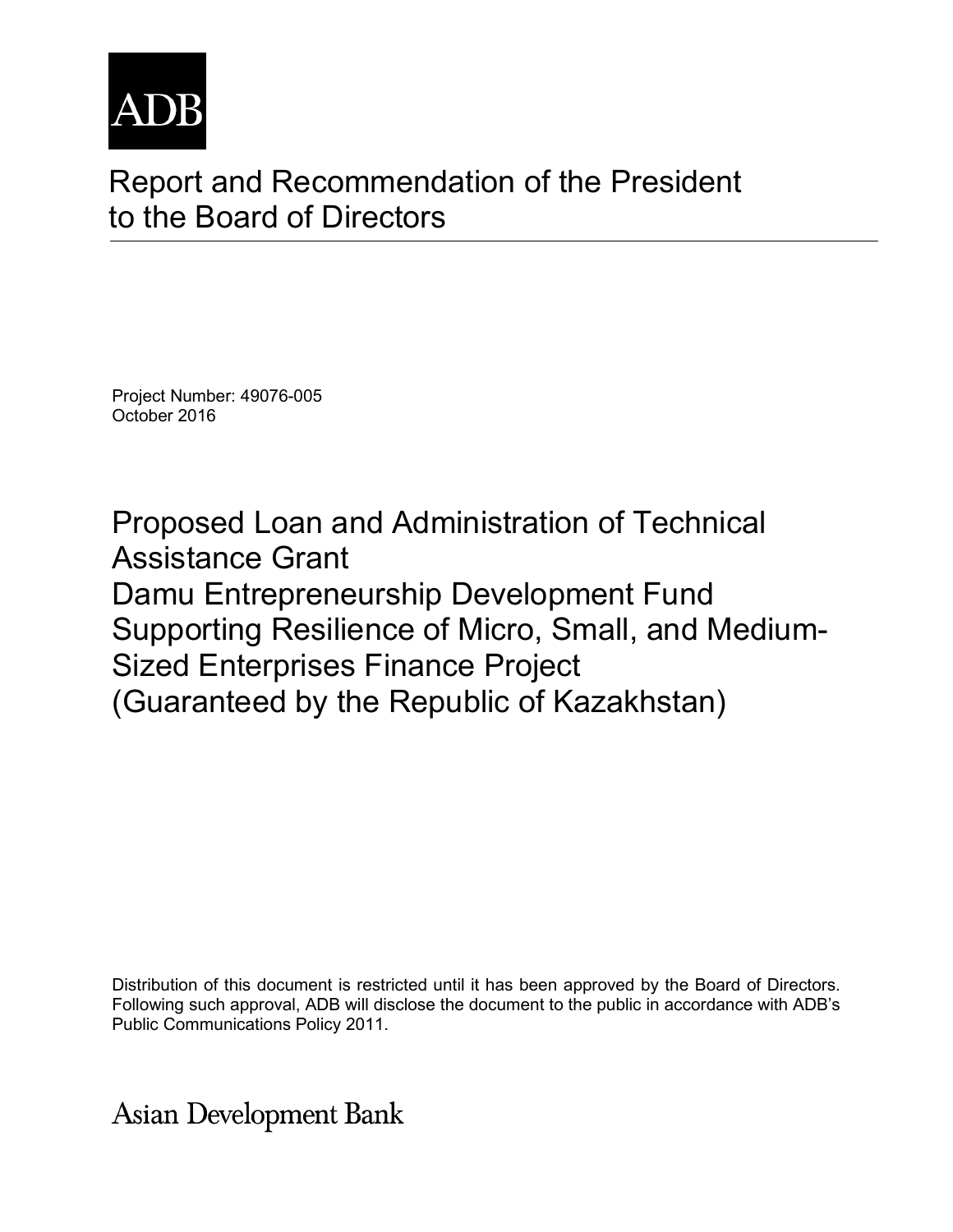ADB

# Report and Recommendation of the President to the Board of Directors

Project Number: 49076-005
October 2016

## Proposed Loan and Administration of Technical Assistance Grant
## Damu Entrepreneurship Development Fund
## Supporting Resilience of Micro, Small, and Medium-Sized Enterprises Finance Project
## (Guaranteed by the Republic of Kazakhstan)

Distribution of this document is restricted until it has been approved by the Board of Directors. Following such approval, ADB will disclose the document to the public in accordance with ADB's Public Communications Policy 2011.

Asian Development Bank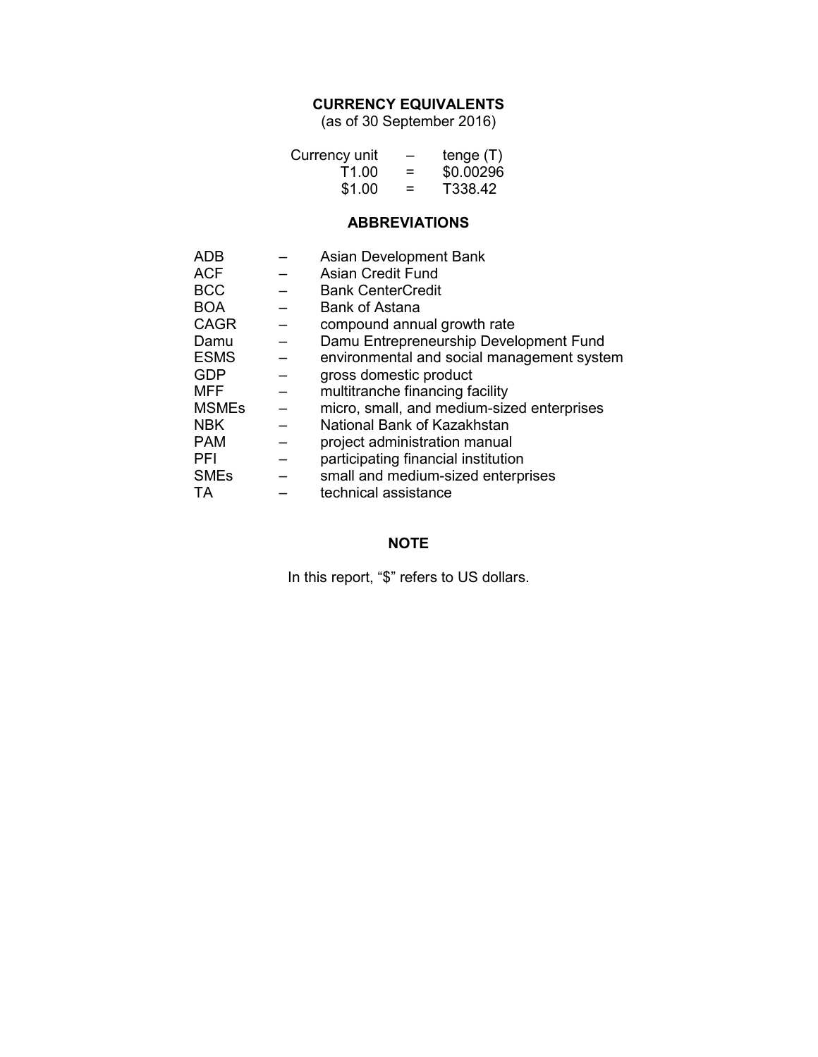## CURRENCY EQUIVALENTS

(as of 30 September 2016)

| Currency unit | – | tenge (T) |
|---|---|---|
| T1.00 | = | $0.00296 |
| $1.00 | = | T338.42 |

## ABBREVIATIONS

| | | |
|---|---|---|
| ADB | – | Asian Development Bank |
| ACF | – | Asian Credit Fund |
| BCC | – | Bank CenterCredit |
| BOA | – | Bank of Astana |
| CAGR | – | compound annual growth rate |
| Damu | – | Damu Entrepreneurship Development Fund |
| ESMS | – | environmental and social management system |
| GDP | – | gross domestic product |
| MFF | – | multitranche financing facility |
| MSMEs | – | micro, small, and medium-sized enterprises |
| NBK | – | National Bank of Kazakhstan |
| PAM | – | project administration manual |
| PFI | – | participating financial institution |
| SMEs | – | small and medium-sized enterprises |
| TA | – | technical assistance |

## NOTE

In this report, "$" refers to US dollars.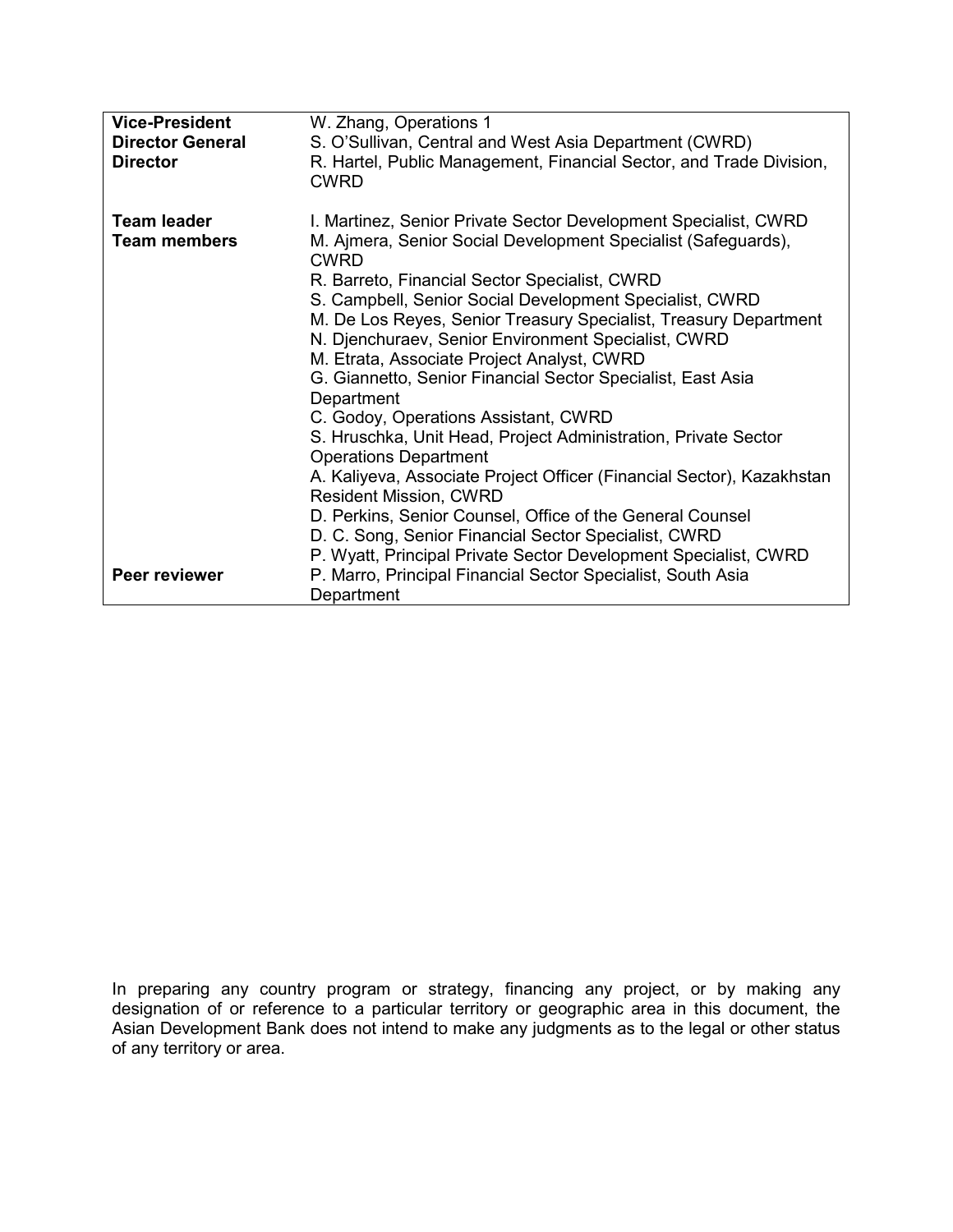| | |
|---|---|
| **Vice-President** | W. Zhang, Operations 1 |
| **Director General** | S. O'Sullivan, Central and West Asia Department (CWRD) |
| **Director** | R. Hartel, Public Management, Financial Sector, and Trade Division, CWRD |
| | |
| **Team leader** | I. Martinez, Senior Private Sector Development Specialist, CWRD |
| **Team members** | M. Ajmera, Senior Social Development Specialist (Safeguards), CWRD |
| | R. Barreto, Financial Sector Specialist, CWRD |
| | S. Campbell, Senior Social Development Specialist, CWRD |
| | M. De Los Reyes, Senior Treasury Specialist, Treasury Department |
| | N. Djenchuraev, Senior Environment Specialist, CWRD |
| | M. Etrata, Associate Project Analyst, CWRD |
| | G. Giannetto, Senior Financial Sector Specialist, East Asia Department |
| | C. Godoy, Operations Assistant, CWRD |
| | S. Hruschka, Unit Head, Project Administration, Private Sector Operations Department |
| | A. Kaliyeva, Associate Project Officer (Financial Sector), Kazakhstan Resident Mission, CWRD |
| | D. Perkins, Senior Counsel, Office of the General Counsel |
| | D. C. Song, Senior Financial Sector Specialist, CWRD |
| | P. Wyatt, Principal Private Sector Development Specialist, CWRD |
| **Peer reviewer** | P. Marro, Principal Financial Sector Specialist, South Asia Department |

In preparing any country program or strategy, financing any project, or by making any designation of or reference to a particular territory or geographic area in this document, the Asian Development Bank does not intend to make any judgments as to the legal or other status of any territory or area.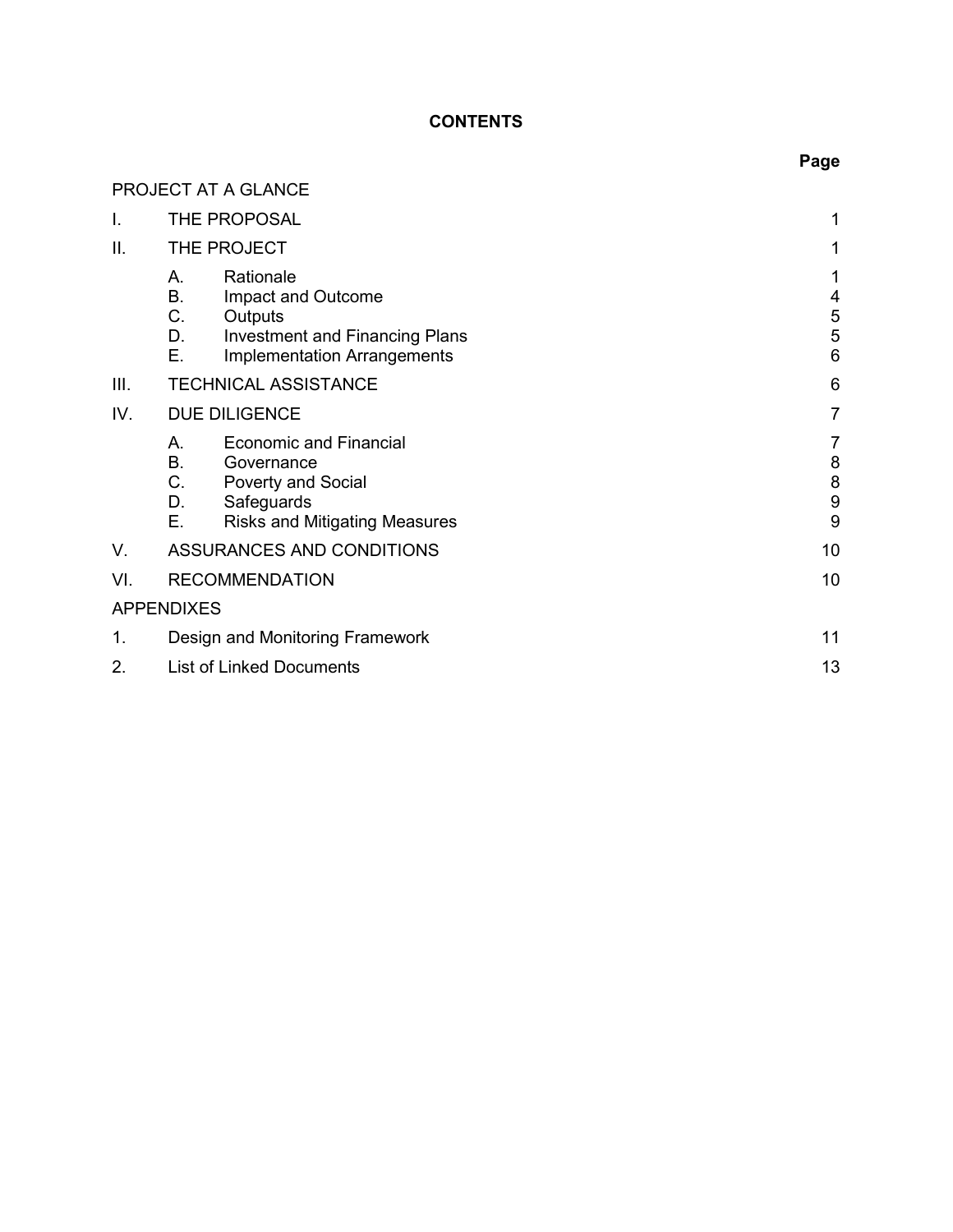**CONTENTS**

| | | | Page |
|---|---|---|---|
| PROJECT AT A GLANCE | | | |
| I. | THE PROPOSAL | | 1 |
| II. | THE PROJECT | | 1 |
| | A. | Rationale | 1 |
| | B. | Impact and Outcome | 4 |
| | C. | Outputs | 5 |
| | D. | Investment and Financing Plans | 5 |
| | E. | Implementation Arrangements | 6 |
| III. | TECHNICAL ASSISTANCE | | 6 |
| IV. | DUE DILIGENCE | | 7 |
| | A. | Economic and Financial | 7 |
| | B. | Governance | 8 |
| | C. | Poverty and Social | 8 |
| | D. | Safeguards | 9 |
| | E. | Risks and Mitigating Measures | 9 |
| V. | ASSURANCES AND CONDITIONS | | 10 |
| VI. | RECOMMENDATION | | 10 |
| APPENDIXES | | | |
| 1. | Design and Monitoring Framework | | 11 |
| 2. | List of Linked Documents | | 13 |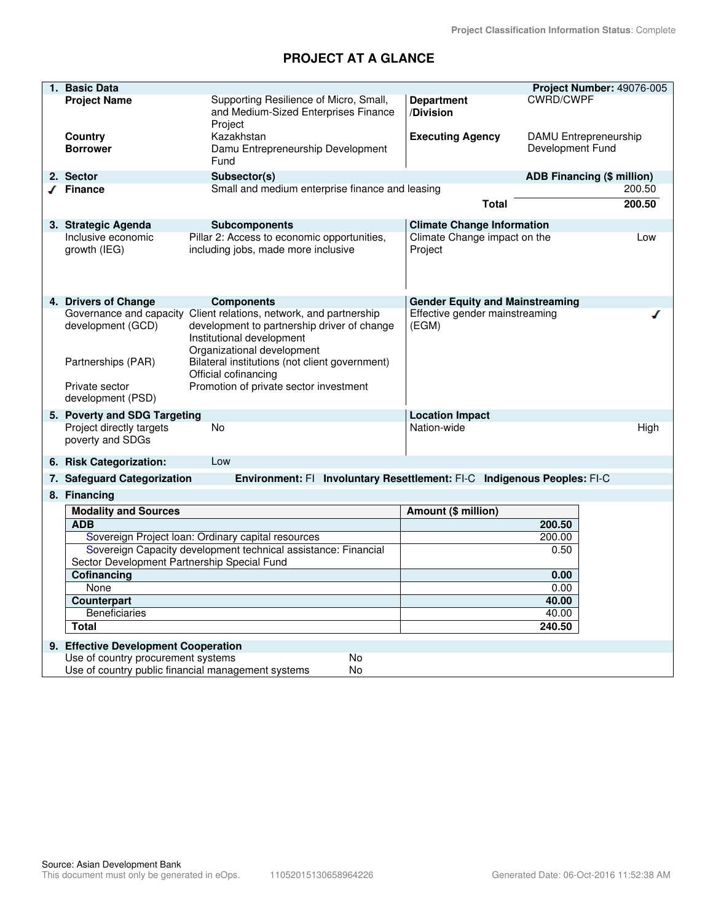Project Classification Information Status: Complete

# PROJECT AT A GLANCE

## 1. Basic Data

**Project Number:** 49076-005

| | | | |
|---|---|---|---|
| **Project Name** | Supporting Resilience of Micro, Small, and Medium-Sized Enterprises Finance Project | **Department /Division** | CWRD/CWPF |
| **Country** | Kazakhstan | **Executing Agency** | DAMU Entrepreneurship Development Fund |
| **Borrower** | Damu Entrepreneurship Development Fund | | |

## 2. Sector

| Sector | Subsector(s) | ADB Financing ($ million) |
|---|---|---|
| ✓ Finance | Small and medium enterprise finance and leasing | 200.50 |
| | **Total** | **200.50** |

## 3. Strategic Agenda

| Strategic Agenda | Subcomponents |
|---|---|
| Inclusive economic growth (IEG) | Pillar 2: Access to economic opportunities, including jobs, made more inclusive |

**Climate Change Information**

| | |
|---|---|
| Climate Change impact on the Project | Low |

## 4. Drivers of Change

| Drivers of Change | Components |
|---|---|
| Governance and capacity development (GCD) | Client relations, network, and partnership development to partnership driver of change<br>Institutional development<br>Organizational development |
| Partnerships (PAR) | Bilateral institutions (not client government)<br>Official cofinancing |
| Private sector development (PSD) | Promotion of private sector investment |

**Gender Equity and Mainstreaming**

| | |
|---|---|
| Effective gender mainstreaming (EGM) | ✓ |

## 5. Poverty and SDG Targeting

| | |
|---|---|
| Project directly targets poverty and SDGs | No |

**Location Impact**

| | |
|---|---|
| Nation-wide | High |

## 6. Risk Categorization: Low

## 7. Safeguard Categorization

**Environment:** FI **Involuntary Resettlement:** FI-C **Indigenous Peoples:** FI-C

## 8. Financing

| Modality and Sources | Amount ($ million) |
|---|---|
| **ADB** | **200.50** |
| Sovereign Project loan: Ordinary capital resources | 200.00 |
| Sovereign Capacity development technical assistance: Financial Sector Development Partnership Special Fund | 0.50 |
| **Cofinancing** | **0.00** |
| None | 0.00 |
| **Counterpart** | **40.00** |
| Beneficiaries | 40.00 |
| **Total** | **240.50** |

## 9. Effective Development Cooperation

| | |
|---|---|
| Use of country procurement systems | No |
| Use of country public financial management systems | No |

Source: Asian Development Bank

This document must only be generated in eOps. 11052015130658964226 Generated Date: 06-Oct-2016 11:52:38 AM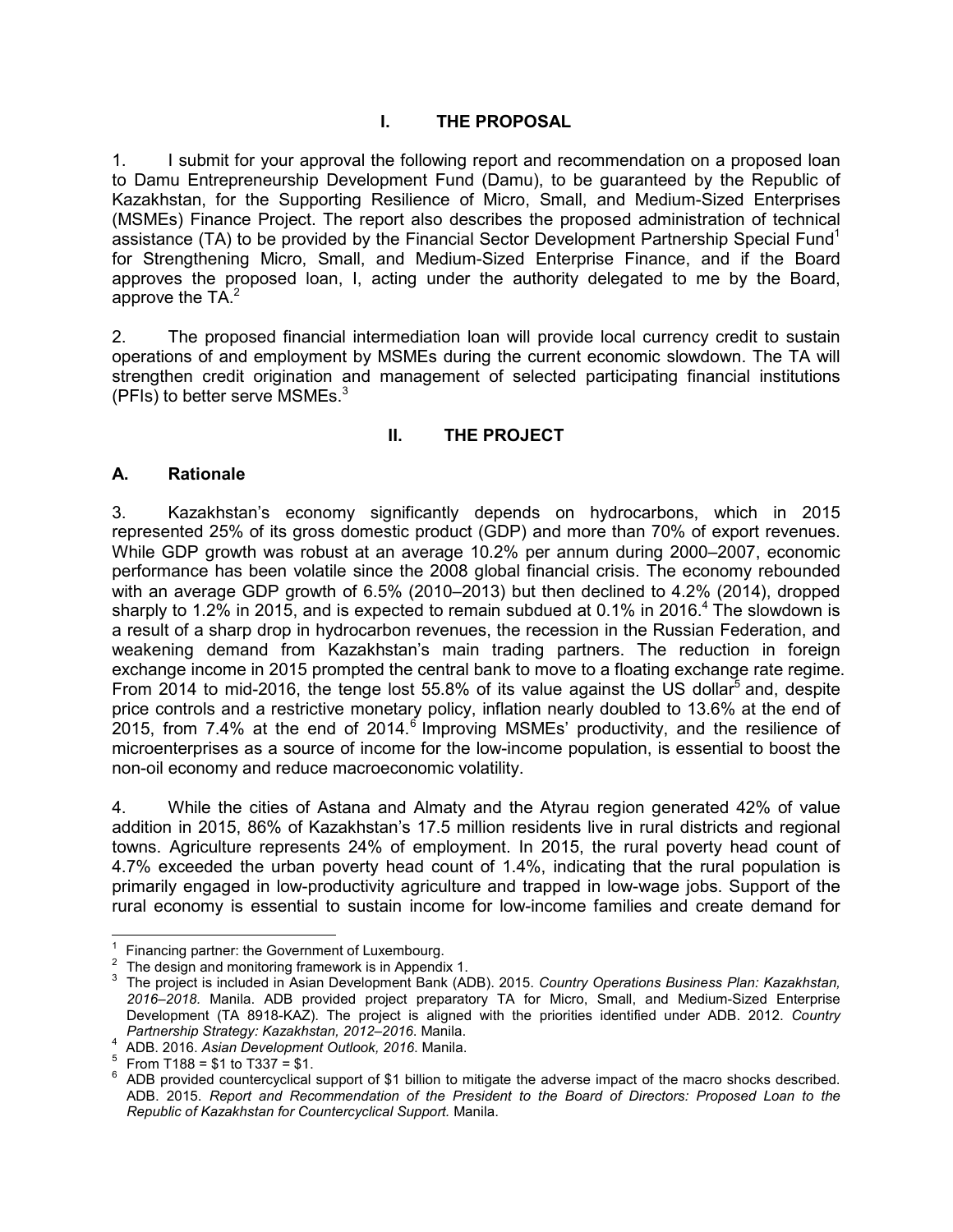# I. THE PROPOSAL

1. I submit for your approval the following report and recommendation on a proposed loan to Damu Entrepreneurship Development Fund (Damu), to be guaranteed by the Republic of Kazakhstan, for the Supporting Resilience of Micro, Small, and Medium-Sized Enterprises (MSMEs) Finance Project. The report also describes the proposed administration of technical assistance (TA) to be provided by the Financial Sector Development Partnership Special Fund[1] for Strengthening Micro, Small, and Medium-Sized Enterprise Finance, and if the Board approves the proposed loan, I, acting under the authority delegated to me by the Board, approve the TA.[2]

2. The proposed financial intermediation loan will provide local currency credit to sustain operations of and employment by MSMEs during the current economic slowdown. The TA will strengthen credit origination and management of selected participating financial institutions (PFIs) to better serve MSMEs.[3]

# II. THE PROJECT

## A. Rationale

3. Kazakhstan's economy significantly depends on hydrocarbons, which in 2015 represented 25% of its gross domestic product (GDP) and more than 70% of export revenues. While GDP growth was robust at an average 10.2% per annum during 2000–2007, economic performance has been volatile since the 2008 global financial crisis. The economy rebounded with an average GDP growth of 6.5% (2010–2013) but then declined to 4.2% (2014), dropped sharply to 1.2% in 2015, and is expected to remain subdued at 0.1% in 2016.[4] The slowdown is a result of a sharp drop in hydrocarbon revenues, the recession in the Russian Federation, and weakening demand from Kazakhstan's main trading partners. The reduction in foreign exchange income in 2015 prompted the central bank to move to a floating exchange rate regime. From 2014 to mid-2016, the tenge lost 55.8% of its value against the US dollar[5] and, despite price controls and a restrictive monetary policy, inflation nearly doubled to 13.6% at the end of 2015, from 7.4% at the end of 2014.[6] Improving MSMEs' productivity, and the resilience of microenterprises as a source of income for the low-income population, is essential to boost the non-oil economy and reduce macroeconomic volatility.

4. While the cities of Astana and Almaty and the Atyrau region generated 42% of value addition in 2015, 86% of Kazakhstan's 17.5 million residents live in rural districts and regional towns. Agriculture represents 24% of employment. In 2015, the rural poverty head count of 4.7% exceeded the urban poverty head count of 1.4%, indicating that the rural population is primarily engaged in low-productivity agriculture and trapped in low-wage jobs. Support of the rural economy is essential to sustain income for low-income families and create demand for

---

[1] Financing partner: the Government of Luxembourg.

[2] The design and monitoring framework is in Appendix 1.

[3] The project is included in Asian Development Bank (ADB). 2015. *Country Operations Business Plan: Kazakhstan, 2016–2018.* Manila. ADB provided project preparatory TA for Micro, Small, and Medium-Sized Enterprise Development (TA 8918-KAZ). The project is aligned with the priorities identified under ADB. 2012. *Country Partnership Strategy: Kazakhstan, 2012–2016.* Manila.

[4] ADB. 2016. *Asian Development Outlook, 2016*. Manila.

[5] From T188 = $1 to T337 = $1.

[6] ADB provided countercyclical support of $1 billion to mitigate the adverse impact of the macro shocks described. ADB. 2015. *Report and Recommendation of the President to the Board of Directors: Proposed Loan to the Republic of Kazakhstan for Countercyclical Support.* Manila.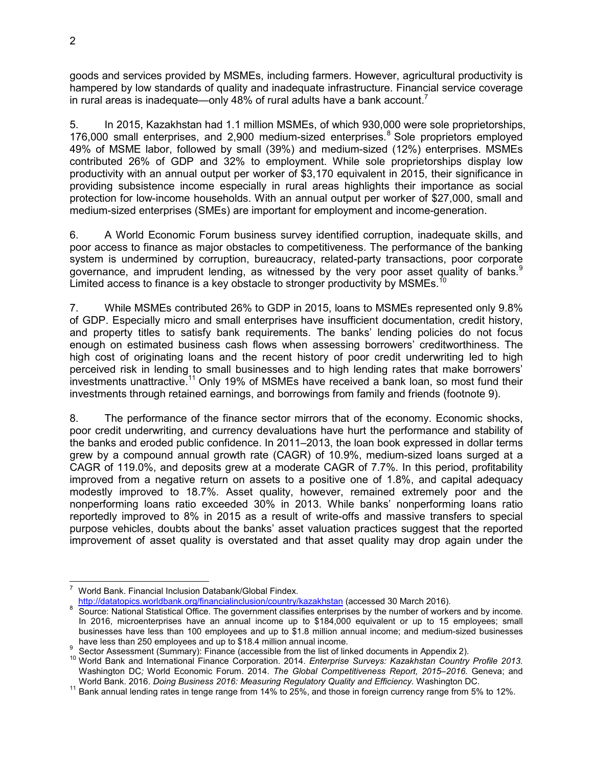goods and services provided by MSMEs, including farmers. However, agricultural productivity is hampered by low standards of quality and inadequate infrastructure. Financial service coverage in rural areas is inadequate—only 48% of rural adults have a bank account.[7]

5. In 2015, Kazakhstan had 1.1 million MSMEs, of which 930,000 were sole proprietorships, 176,000 small enterprises, and 2,900 medium-sized enterprises.[8] Sole proprietors employed 49% of MSME labor, followed by small (39%) and medium-sized (12%) enterprises. MSMEs contributed 26% of GDP and 32% to employment. While sole proprietorships display low productivity with an annual output per worker of $3,170 equivalent in 2015, their significance in providing subsistence income especially in rural areas highlights their importance as social protection for low-income households. With an annual output per worker of $27,000, small and medium-sized enterprises (SMEs) are important for employment and income-generation.

6. A World Economic Forum business survey identified corruption, inadequate skills, and poor access to finance as major obstacles to competitiveness. The performance of the banking system is undermined by corruption, bureaucracy, related-party transactions, poor corporate governance, and imprudent lending, as witnessed by the very poor asset quality of banks.[9] Limited access to finance is a key obstacle to stronger productivity by MSMEs.[10]

7. While MSMEs contributed 26% to GDP in 2015, loans to MSMEs represented only 9.8% of GDP. Especially micro and small enterprises have insufficient documentation, credit history, and property titles to satisfy bank requirements. The banks' lending policies do not focus enough on estimated business cash flows when assessing borrowers' creditworthiness. The high cost of originating loans and the recent history of poor credit underwriting led to high perceived risk in lending to small businesses and to high lending rates that make borrowers' investments unattractive.[11] Only 19% of MSMEs have received a bank loan, so most fund their investments through retained earnings, and borrowings from family and friends (footnote 9).

8. The performance of the finance sector mirrors that of the economy. Economic shocks, poor credit underwriting, and currency devaluations have hurt the performance and stability of the banks and eroded public confidence. In 2011–2013, the loan book expressed in dollar terms grew by a compound annual growth rate (CAGR) of 10.9%, medium-sized loans surged at a CAGR of 119.0%, and deposits grew at a moderate CAGR of 7.7%. In this period, profitability improved from a negative return on assets to a positive one of 1.8%, and capital adequacy modestly improved to 18.7%. Asset quality, however, remained extremely poor and the nonperforming loans ratio exceeded 30% in 2013. While banks' nonperforming loans ratio reportedly improved to 8% in 2015 as a result of write-offs and massive transfers to special purpose vehicles, doubts about the banks' asset valuation practices suggest that the reported improvement of asset quality is overstated and that asset quality may drop again under the

---

[7] World Bank. Financial Inclusion Databank/Global Findex. http://datatopics.worldbank.org/financialinclusion/country/kazakhstan (accessed 30 March 2016).

[8] Source: National Statistical Office. The government classifies enterprises by the number of workers and by income. In 2016, microenterprises have an annual income up to $184,000 equivalent or up to 15 employees; small businesses have less than 100 employees and up to $1.8 million annual income; and medium-sized businesses have less than 250 employees and up to $18.4 million annual income.

[9] Sector Assessment (Summary): Finance (accessible from the list of linked documents in Appendix 2).

[10] World Bank and International Finance Corporation. 2014. *Enterprise Surveys: Kazakhstan Country Profile 2013.* Washington DC*;* World Economic Forum. 2014. *The Global Competitiveness Report, 2015–2016.* Geneva; and World Bank. 2016. *Doing Business 2016: Measuring Regulatory Quality and Efficiency.* Washington DC.

[11] Bank annual lending rates in tenge range from 14% to 25%, and those in foreign currency range from 5% to 12%.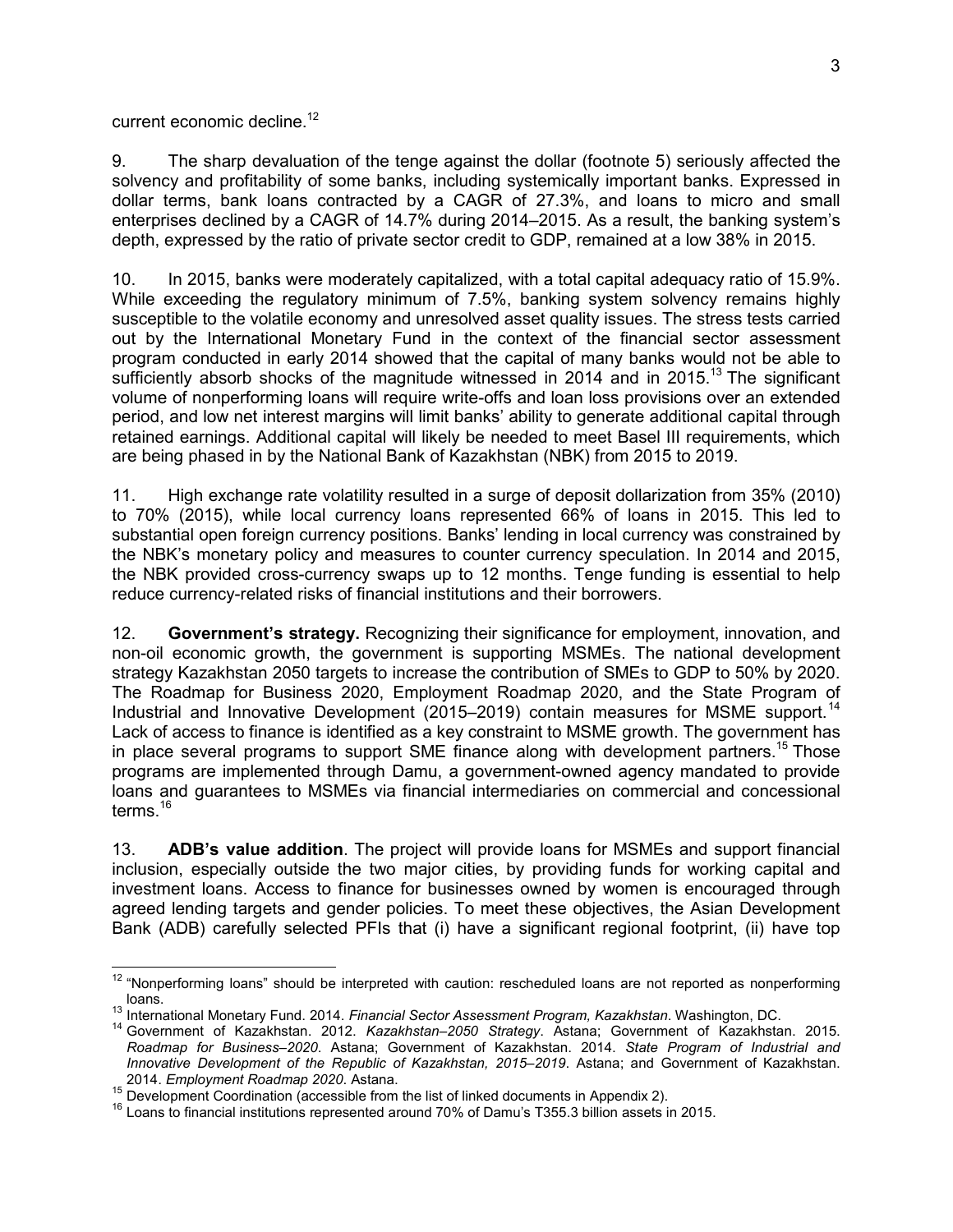current economic decline.[12]

9. The sharp devaluation of the tenge against the dollar (footnote 5) seriously affected the solvency and profitability of some banks, including systemically important banks. Expressed in dollar terms, bank loans contracted by a CAGR of 27.3%, and loans to micro and small enterprises declined by a CAGR of 14.7% during 2014–2015. As a result, the banking system's depth, expressed by the ratio of private sector credit to GDP, remained at a low 38% in 2015.

10. In 2015, banks were moderately capitalized, with a total capital adequacy ratio of 15.9%. While exceeding the regulatory minimum of 7.5%, banking system solvency remains highly susceptible to the volatile economy and unresolved asset quality issues. The stress tests carried out by the International Monetary Fund in the context of the financial sector assessment program conducted in early 2014 showed that the capital of many banks would not be able to sufficiently absorb shocks of the magnitude witnessed in 2014 and in 2015.[13] The significant volume of nonperforming loans will require write-offs and loan loss provisions over an extended period, and low net interest margins will limit banks' ability to generate additional capital through retained earnings. Additional capital will likely be needed to meet Basel III requirements, which are being phased in by the National Bank of Kazakhstan (NBK) from 2015 to 2019.

11. High exchange rate volatility resulted in a surge of deposit dollarization from 35% (2010) to 70% (2015), while local currency loans represented 66% of loans in 2015. This led to substantial open foreign currency positions. Banks' lending in local currency was constrained by the NBK's monetary policy and measures to counter currency speculation. In 2014 and 2015, the NBK provided cross-currency swaps up to 12 months. Tenge funding is essential to help reduce currency-related risks of financial institutions and their borrowers.

12. **Government's strategy.** Recognizing their significance for employment, innovation, and non-oil economic growth, the government is supporting MSMEs. The national development strategy Kazakhstan 2050 targets to increase the contribution of SMEs to GDP to 50% by 2020. The Roadmap for Business 2020, Employment Roadmap 2020, and the State Program of Industrial and Innovative Development (2015–2019) contain measures for MSME support.[14] Lack of access to finance is identified as a key constraint to MSME growth. The government has in place several programs to support SME finance along with development partners.[15] Those programs are implemented through Damu, a government-owned agency mandated to provide loans and guarantees to MSMEs via financial intermediaries on commercial and concessional terms.[16]

13. **ADB's value addition**. The project will provide loans for MSMEs and support financial inclusion, especially outside the two major cities, by providing funds for working capital and investment loans. Access to finance for businesses owned by women is encouraged through agreed lending targets and gender policies. To meet these objectives, the Asian Development Bank (ADB) carefully selected PFIs that (i) have a significant regional footprint, (ii) have top

---

[12] "Nonperforming loans" should be interpreted with caution: rescheduled loans are not reported as nonperforming loans.

[13] International Monetary Fund. 2014. *Financial Sector Assessment Program, Kazakhstan*. Washington, DC.

[14] Government of Kazakhstan. 2012. *Kazakhstan–2050 Strategy*. Astana; Government of Kazakhstan. 2015. *Roadmap for Business–2020*. Astana; Government of Kazakhstan. 2014. *State Program of Industrial and Innovative Development of the Republic of Kazakhstan, 2015–2019*. Astana; and Government of Kazakhstan. 2014. *Employment Roadmap 2020*. Astana.

[15] Development Coordination (accessible from the list of linked documents in Appendix 2).

[16] Loans to financial institutions represented around 70% of Damu's T355.3 billion assets in 2015.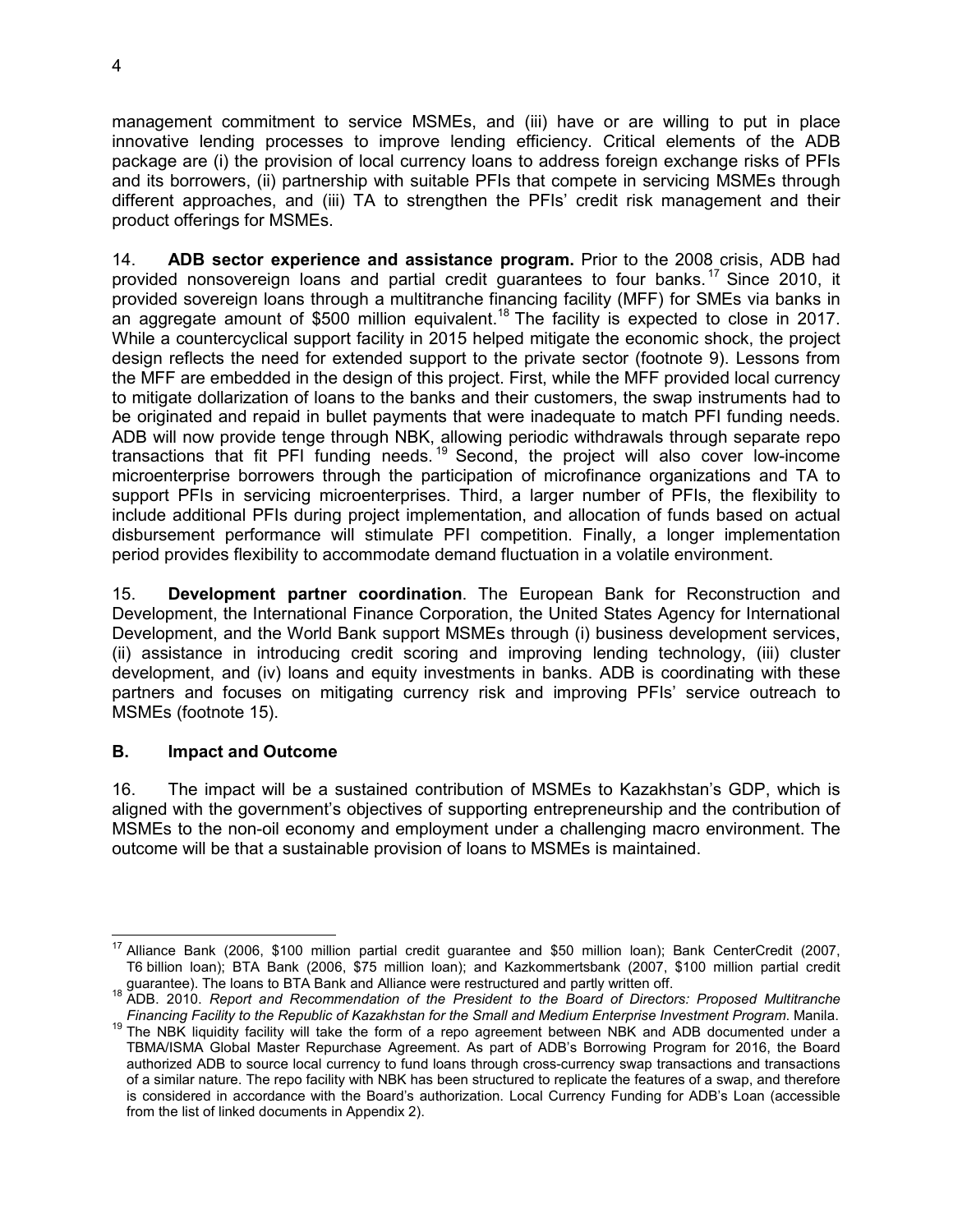management commitment to service MSMEs, and (iii) have or are willing to put in place innovative lending processes to improve lending efficiency. Critical elements of the ADB package are (i) the provision of local currency loans to address foreign exchange risks of PFIs and its borrowers, (ii) partnership with suitable PFIs that compete in servicing MSMEs through different approaches, and (iii) TA to strengthen the PFIs' credit risk management and their product offerings for MSMEs.

14. **ADB sector experience and assistance program.** Prior to the 2008 crisis, ADB had provided nonsovereign loans and partial credit guarantees to four banks.[17] Since 2010, it provided sovereign loans through a multitranche financing facility (MFF) for SMEs via banks in an aggregate amount of $500 million equivalent.[18] The facility is expected to close in 2017. While a countercyclical support facility in 2015 helped mitigate the economic shock, the project design reflects the need for extended support to the private sector (footnote 9). Lessons from the MFF are embedded in the design of this project. First, while the MFF provided local currency to mitigate dollarization of loans to the banks and their customers, the swap instruments had to be originated and repaid in bullet payments that were inadequate to match PFI funding needs. ADB will now provide tenge through NBK, allowing periodic withdrawals through separate repo transactions that fit PFI funding needs.[19] Second, the project will also cover low-income microenterprise borrowers through the participation of microfinance organizations and TA to support PFIs in servicing microenterprises. Third, a larger number of PFIs, the flexibility to include additional PFIs during project implementation, and allocation of funds based on actual disbursement performance will stimulate PFI competition. Finally, a longer implementation period provides flexibility to accommodate demand fluctuation in a volatile environment.

15. **Development partner coordination**. The European Bank for Reconstruction and Development, the International Finance Corporation, the United States Agency for International Development, and the World Bank support MSMEs through (i) business development services, (ii) assistance in introducing credit scoring and improving lending technology, (iii) cluster development, and (iv) loans and equity investments in banks. ADB is coordinating with these partners and focuses on mitigating currency risk and improving PFIs' service outreach to MSMEs (footnote 15).

## B. Impact and Outcome

16. The impact will be a sustained contribution of MSMEs to Kazakhstan's GDP, which is aligned with the government's objectives of supporting entrepreneurship and the contribution of MSMEs to the non-oil economy and employment under a challenging macro environment. The outcome will be that a sustainable provision of loans to MSMEs is maintained.

---

[17] Alliance Bank (2006, $100 million partial credit guarantee and $50 million loan); Bank CenterCredit (2007, T6 billion loan); BTA Bank (2006, $75 million loan); and Kazkommertsbank (2007, $100 million partial credit guarantee). The loans to BTA Bank and Alliance were restructured and partly written off.

[18] ADB. 2010. *Report and Recommendation of the President to the Board of Directors: Proposed Multitranche Financing Facility to the Republic of Kazakhstan for the Small and Medium Enterprise Investment Program*. Manila.

[19] The NBK liquidity facility will take the form of a repo agreement between NBK and ADB documented under a TBMA/ISMA Global Master Repurchase Agreement. As part of ADB's Borrowing Program for 2016, the Board authorized ADB to source local currency to fund loans through cross-currency swap transactions and transactions of a similar nature. The repo facility with NBK has been structured to replicate the features of a swap, and therefore is considered in accordance with the Board's authorization. Local Currency Funding for ADB's Loan (accessible from the list of linked documents in Appendix 2).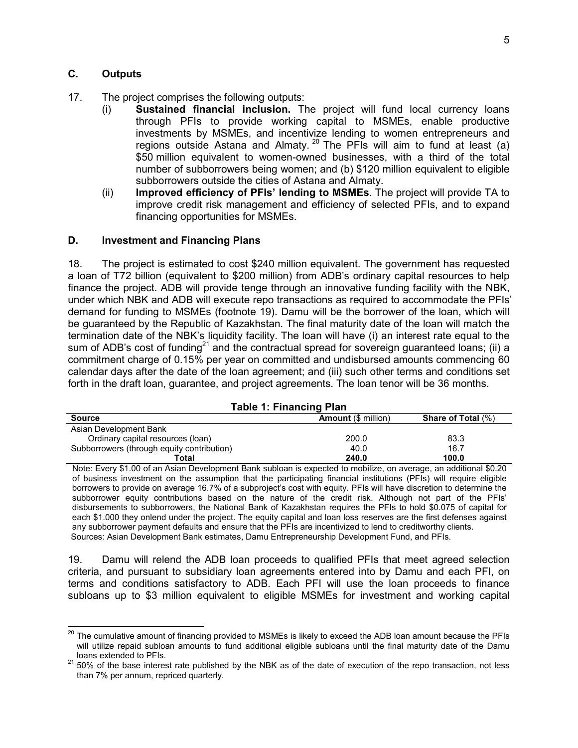## C. Outputs

17. The project comprises the following outputs:

(i) **Sustained financial inclusion.** The project will fund local currency loans through PFIs to provide working capital to MSMEs, enable productive investments by MSMEs, and incentivize lending to women entrepreneurs and regions outside Astana and Almaty.[20] The PFIs will aim to fund at least (a) \$50 million equivalent to women-owned businesses, with a third of the total number of subborrowers being women; and (b) \$120 million equivalent to eligible subborrowers outside the cities of Astana and Almaty.

(ii) **Improved efficiency of PFIs' lending to MSMEs**. The project will provide TA to improve credit risk management and efficiency of selected PFIs, and to expand financing opportunities for MSMEs.

## D. Investment and Financing Plans

18. The project is estimated to cost \$240 million equivalent. The government has requested a loan of T72 billion (equivalent to \$200 million) from ADB's ordinary capital resources to help finance the project. ADB will provide tenge through an innovative funding facility with the NBK, under which NBK and ADB will execute repo transactions as required to accommodate the PFIs' demand for funding to MSMEs (footnote 19). Damu will be the borrower of the loan, which will be guaranteed by the Republic of Kazakhstan. The final maturity date of the loan will match the termination date of the NBK's liquidity facility. The loan will have (i) an interest rate equal to the sum of ADB's cost of funding[21] and the contractual spread for sovereign guaranteed loans; (ii) a commitment charge of 0.15% per year on committed and undisbursed amounts commencing 60 calendar days after the date of the loan agreement; and (iii) such other terms and conditions set forth in the draft loan, guarantee, and project agreements. The loan tenor will be 36 months.

**Table 1: Financing Plan**

| Source | Amount (\$ million) | Share of Total (%) |
|---|---|---|
| Asian Development Bank | | |
| Ordinary capital resources (loan) | 200.0 | 83.3 |
| Subborrowers (through equity contribution) | 40.0 | 16.7 |
| **Total** | **240.0** | **100.0** |

Note: Every \$1.00 of an Asian Development Bank subloan is expected to mobilize, on average, an additional \$0.20 of business investment on the assumption that the participating financial institutions (PFIs) will require eligible borrowers to provide on average 16.7% of a subproject's cost with equity. PFIs will have discretion to determine the subborrower equity contributions based on the nature of the credit risk. Although not part of the PFIs' disbursements to subborrowers, the National Bank of Kazakhstan requires the PFIs to hold \$0.075 of capital for each \$1.000 they onlend under the project. The equity capital and loan loss reserves are the first defenses against any subborrower payment defaults and ensure that the PFIs are incentivized to lend to creditworthy clients.
Sources: Asian Development Bank estimates, Damu Entrepreneurship Development Fund, and PFIs.

19. Damu will relend the ADB loan proceeds to qualified PFIs that meet agreed selection criteria, and pursuant to subsidiary loan agreements entered into by Damu and each PFI, on terms and conditions satisfactory to ADB. Each PFI will use the loan proceeds to finance subloans up to \$3 million equivalent to eligible MSMEs for investment and working capital

[20] The cumulative amount of financing provided to MSMEs is likely to exceed the ADB loan amount because the PFIs will utilize repaid subloan amounts to fund additional eligible subloans until the final maturity date of the Damu loans extended to PFIs.

[21] 50% of the base interest rate published by the NBK as of the date of execution of the repo transaction, not less than 7% per annum, repriced quarterly.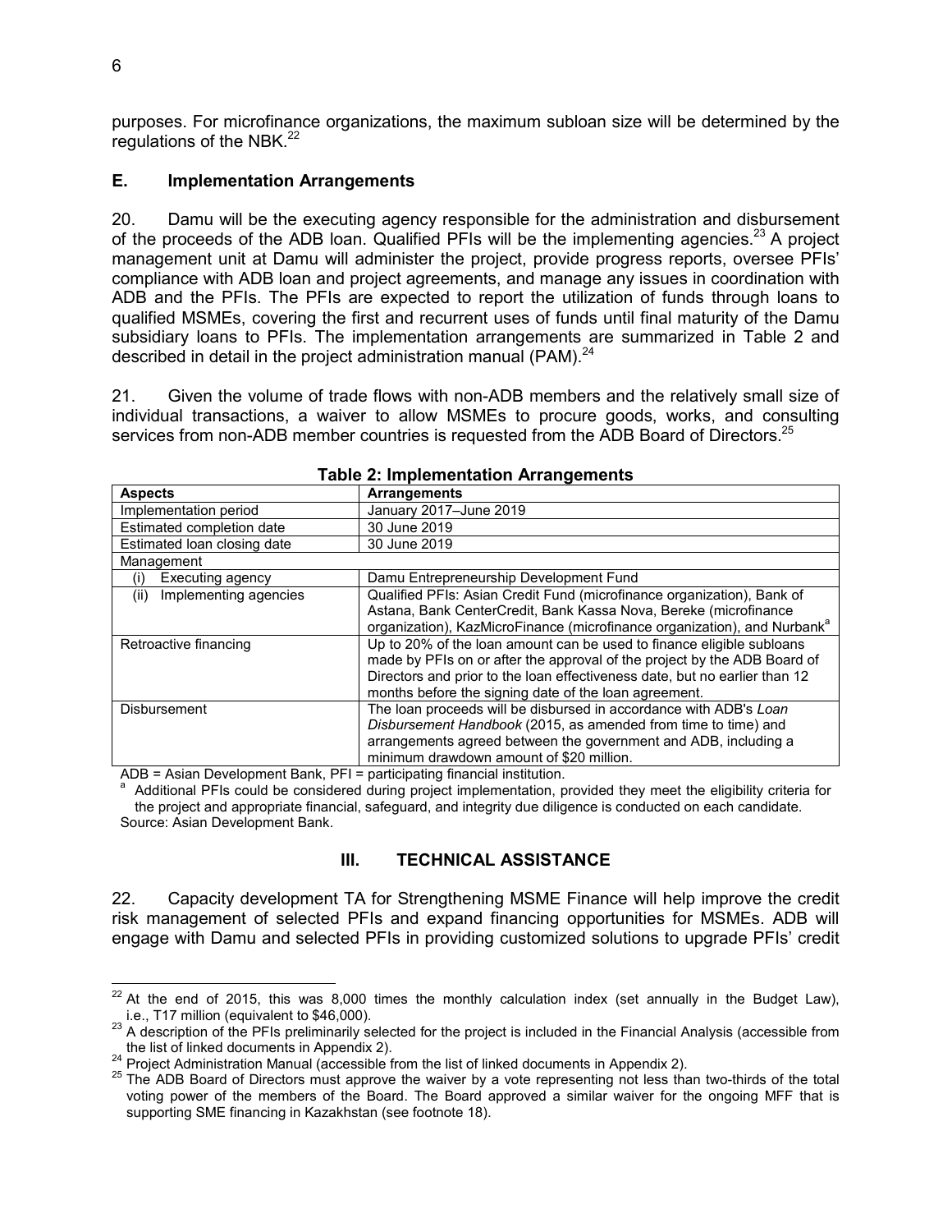purposes. For microfinance organizations, the maximum subloan size will be determined by the regulations of the NBK.[22]

### E. Implementation Arrangements

20. Damu will be the executing agency responsible for the administration and disbursement of the proceeds of the ADB loan. Qualified PFIs will be the implementing agencies.[23] A project management unit at Damu will administer the project, provide progress reports, oversee PFIs' compliance with ADB loan and project agreements, and manage any issues in coordination with ADB and the PFIs. The PFIs are expected to report the utilization of funds through loans to qualified MSMEs, covering the first and recurrent uses of funds until final maturity of the Damu subsidiary loans to PFIs. The implementation arrangements are summarized in Table 2 and described in detail in the project administration manual (PAM).[24]

21. Given the volume of trade flows with non-ADB members and the relatively small size of individual transactions, a waiver to allow MSMEs to procure goods, works, and consulting services from non-ADB member countries is requested from the ADB Board of Directors.[25]

**Table 2: Implementation Arrangements**

| Aspects | Arrangements |
|---|---|
| Implementation period | January 2017–June 2019 |
| Estimated completion date | 30 June 2019 |
| Estimated loan closing date | 30 June 2019 |
| Management | |
| (i) Executing agency | Damu Entrepreneurship Development Fund |
| (ii) Implementing agencies | Qualified PFIs: Asian Credit Fund (microfinance organization), Bank of Astana, Bank CenterCredit, Bank Kassa Nova, Bereke (microfinance organization), KazMicroFinance (microfinance organization), and Nurbank[a] |
| Retroactive financing | Up to 20% of the loan amount can be used to finance eligible subloans made by PFIs on or after the approval of the project by the ADB Board of Directors and prior to the loan effectiveness date, but no earlier than 12 months before the signing date of the loan agreement. |
| Disbursement | The loan proceeds will be disbursed in accordance with ADB's *Loan Disbursement Handbook* (2015, as amended from time to time) and arrangements agreed between the government and ADB, including a minimum drawdown amount of $20 million. |

ADB = Asian Development Bank, PFI = participating financial institution.

[a] Additional PFIs could be considered during project implementation, provided they meet the eligibility criteria for the project and appropriate financial, safeguard, and integrity due diligence is conducted on each candidate.

Source: Asian Development Bank.

## III. TECHNICAL ASSISTANCE

22. Capacity development TA for Strengthening MSME Finance will help improve the credit risk management of selected PFIs and expand financing opportunities for MSMEs. ADB will engage with Damu and selected PFIs in providing customized solutions to upgrade PFIs' credit

---

[22] At the end of 2015, this was 8,000 times the monthly calculation index (set annually in the Budget Law), i.e., T17 million (equivalent to $46,000).

[23] A description of the PFIs preliminarily selected for the project is included in the Financial Analysis (accessible from the list of linked documents in Appendix 2).

[24] Project Administration Manual (accessible from the list of linked documents in Appendix 2).

[25] The ADB Board of Directors must approve the waiver by a vote representing not less than two-thirds of the total voting power of the members of the Board. The Board approved a similar waiver for the ongoing MFF that is supporting SME financing in Kazakhstan (see footnote 18).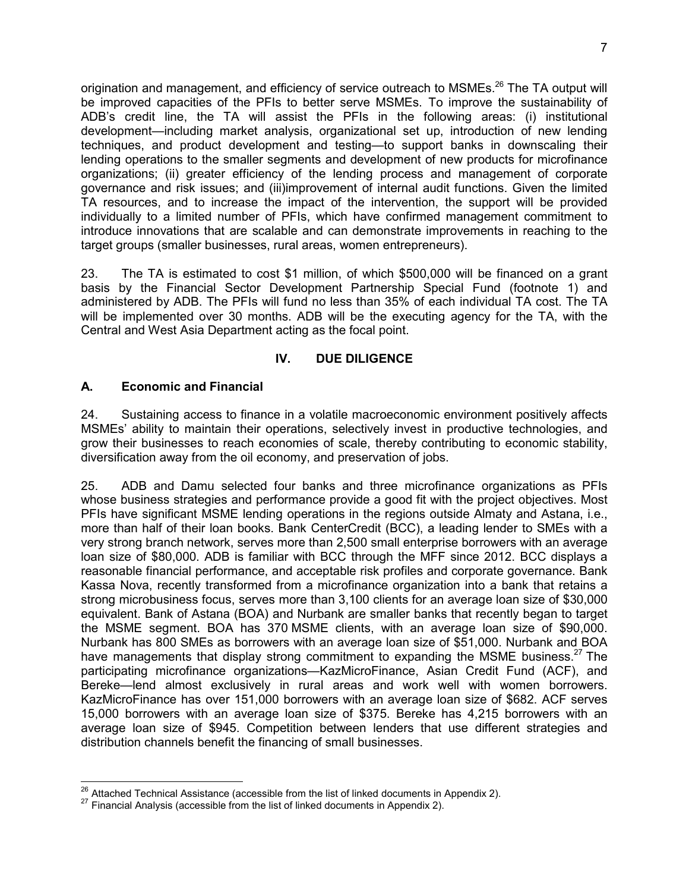origination and management, and efficiency of service outreach to MSMEs.[26] The TA output will be improved capacities of the PFIs to better serve MSMEs. To improve the sustainability of ADB's credit line, the TA will assist the PFIs in the following areas: (i) institutional development—including market analysis, organizational set up, introduction of new lending techniques, and product development and testing—to support banks in downscaling their lending operations to the smaller segments and development of new products for microfinance organizations; (ii) greater efficiency of the lending process and management of corporate governance and risk issues; and (iii)improvement of internal audit functions. Given the limited TA resources, and to increase the impact of the intervention, the support will be provided individually to a limited number of PFIs, which have confirmed management commitment to introduce innovations that are scalable and can demonstrate improvements in reaching to the target groups (smaller businesses, rural areas, women entrepreneurs).

23. The TA is estimated to cost $1 million, of which $500,000 will be financed on a grant basis by the Financial Sector Development Partnership Special Fund (footnote 1) and administered by ADB. The PFIs will fund no less than 35% of each individual TA cost. The TA will be implemented over 30 months. ADB will be the executing agency for the TA, with the Central and West Asia Department acting as the focal point.

## IV. DUE DILIGENCE

### A. Economic and Financial

24. Sustaining access to finance in a volatile macroeconomic environment positively affects MSMEs' ability to maintain their operations, selectively invest in productive technologies, and grow their businesses to reach economies of scale, thereby contributing to economic stability, diversification away from the oil economy, and preservation of jobs.

25. ADB and Damu selected four banks and three microfinance organizations as PFIs whose business strategies and performance provide a good fit with the project objectives. Most PFIs have significant MSME lending operations in the regions outside Almaty and Astana, i.e., more than half of their loan books. Bank CenterCredit (BCC), a leading lender to SMEs with a very strong branch network, serves more than 2,500 small enterprise borrowers with an average loan size of $80,000. ADB is familiar with BCC through the MFF since 2012. BCC displays a reasonable financial performance, and acceptable risk profiles and corporate governance. Bank Kassa Nova, recently transformed from a microfinance organization into a bank that retains a strong microbusiness focus, serves more than 3,100 clients for an average loan size of $30,000 equivalent. Bank of Astana (BOA) and Nurbank are smaller banks that recently began to target the MSME segment. BOA has 370 MSME clients, with an average loan size of $90,000. Nurbank has 800 SMEs as borrowers with an average loan size of $51,000. Nurbank and BOA have managements that display strong commitment to expanding the MSME business.[27] The participating microfinance organizations—KazMicroFinance, Asian Credit Fund (ACF), and Bereke—lend almost exclusively in rural areas and work well with women borrowers. KazMicroFinance has over 151,000 borrowers with an average loan size of $682. ACF serves 15,000 borrowers with an average loan size of $375. Bereke has 4,215 borrowers with an average loan size of $945. Competition between lenders that use different strategies and distribution channels benefit the financing of small businesses.

[26] Attached Technical Assistance (accessible from the list of linked documents in Appendix 2).

[27] Financial Analysis (accessible from the list of linked documents in Appendix 2).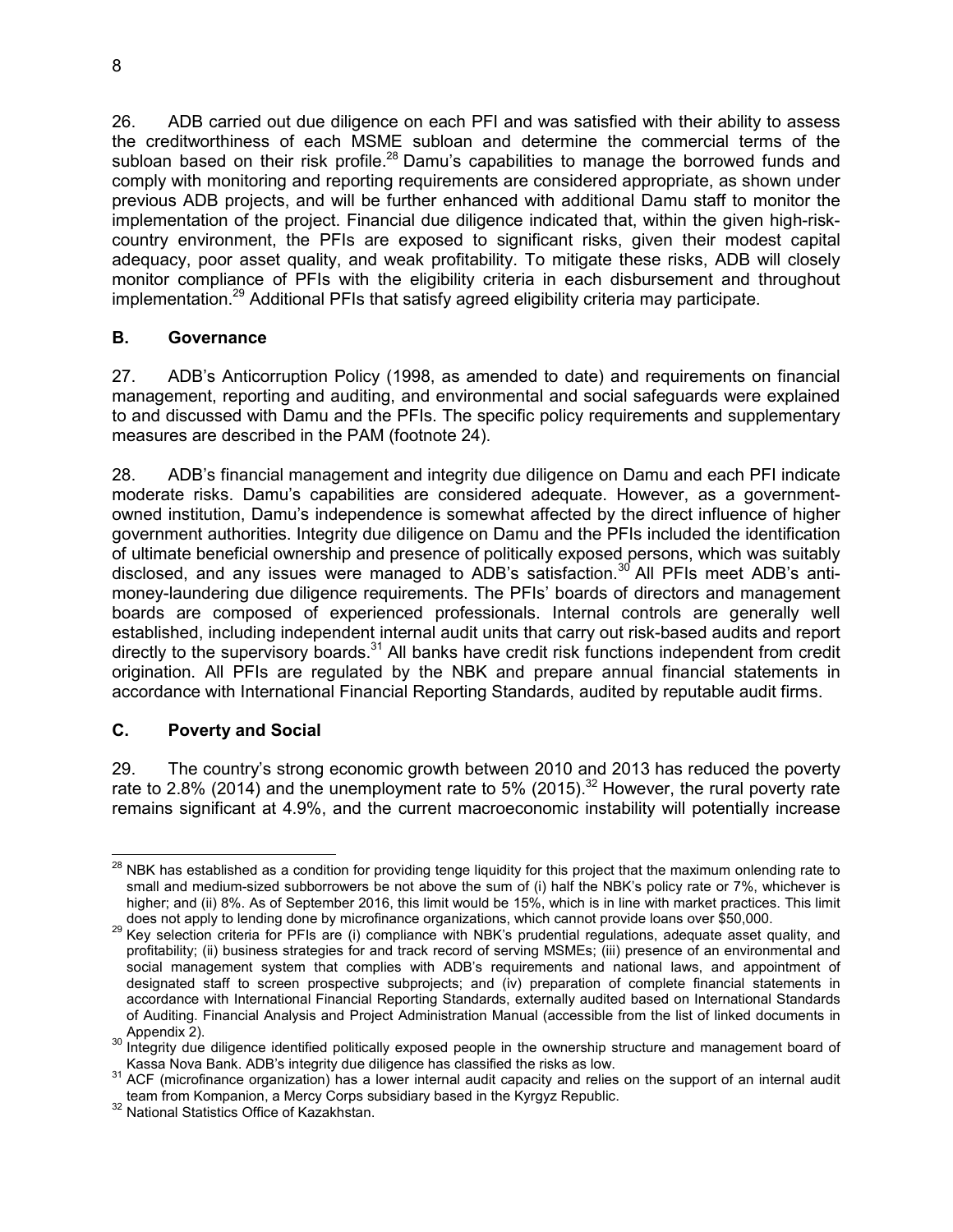26. ADB carried out due diligence on each PFI and was satisfied with their ability to assess the creditworthiness of each MSME subloan and determine the commercial terms of the subloan based on their risk profile.[28] Damu's capabilities to manage the borrowed funds and comply with monitoring and reporting requirements are considered appropriate, as shown under previous ADB projects, and will be further enhanced with additional Damu staff to monitor the implementation of the project. Financial due diligence indicated that, within the given high-risk-country environment, the PFIs are exposed to significant risks, given their modest capital adequacy, poor asset quality, and weak profitability. To mitigate these risks, ADB will closely monitor compliance of PFIs with the eligibility criteria in each disbursement and throughout implementation.[29] Additional PFIs that satisfy agreed eligibility criteria may participate.

## B. Governance

27. ADB's Anticorruption Policy (1998, as amended to date) and requirements on financial management, reporting and auditing, and environmental and social safeguards were explained to and discussed with Damu and the PFIs. The specific policy requirements and supplementary measures are described in the PAM (footnote 24).

28. ADB's financial management and integrity due diligence on Damu and each PFI indicate moderate risks. Damu's capabilities are considered adequate. However, as a government-owned institution, Damu's independence is somewhat affected by the direct influence of higher government authorities. Integrity due diligence on Damu and the PFIs included the identification of ultimate beneficial ownership and presence of politically exposed persons, which was suitably disclosed, and any issues were managed to ADB's satisfaction.[30] All PFIs meet ADB's anti-money-laundering due diligence requirements. The PFIs' boards of directors and management boards are composed of experienced professionals. Internal controls are generally well established, including independent internal audit units that carry out risk-based audits and report directly to the supervisory boards.[31] All banks have credit risk functions independent from credit origination. All PFIs are regulated by the NBK and prepare annual financial statements in accordance with International Financial Reporting Standards, audited by reputable audit firms.

## C. Poverty and Social

29. The country's strong economic growth between 2010 and 2013 has reduced the poverty rate to 2.8% (2014) and the unemployment rate to 5% (2015).[32] However, the rural poverty rate remains significant at 4.9%, and the current macroeconomic instability will potentially increase

---

[28] NBK has established as a condition for providing tenge liquidity for this project that the maximum onlending rate to small and medium-sized subborrowers be not above the sum of (i) half the NBK's policy rate or 7%, whichever is higher; and (ii) 8%. As of September 2016, this limit would be 15%, which is in line with market practices. This limit does not apply to lending done by microfinance organizations, which cannot provide loans over $50,000.

[29] Key selection criteria for PFIs are (i) compliance with NBK's prudential regulations, adequate asset quality, and profitability; (ii) business strategies for and track record of serving MSMEs; (iii) presence of an environmental and social management system that complies with ADB's requirements and national laws, and appointment of designated staff to screen prospective subprojects; and (iv) preparation of complete financial statements in accordance with International Financial Reporting Standards, externally audited based on International Standards of Auditing. Financial Analysis and Project Administration Manual (accessible from the list of linked documents in Appendix 2).

[30] Integrity due diligence identified politically exposed people in the ownership structure and management board of Kassa Nova Bank. ADB's integrity due diligence has classified the risks as low.

[31] ACF (microfinance organization) has a lower internal audit capacity and relies on the support of an internal audit team from Kompanion, a Mercy Corps subsidiary based in the Kyrgyz Republic.

[32] National Statistics Office of Kazakhstan.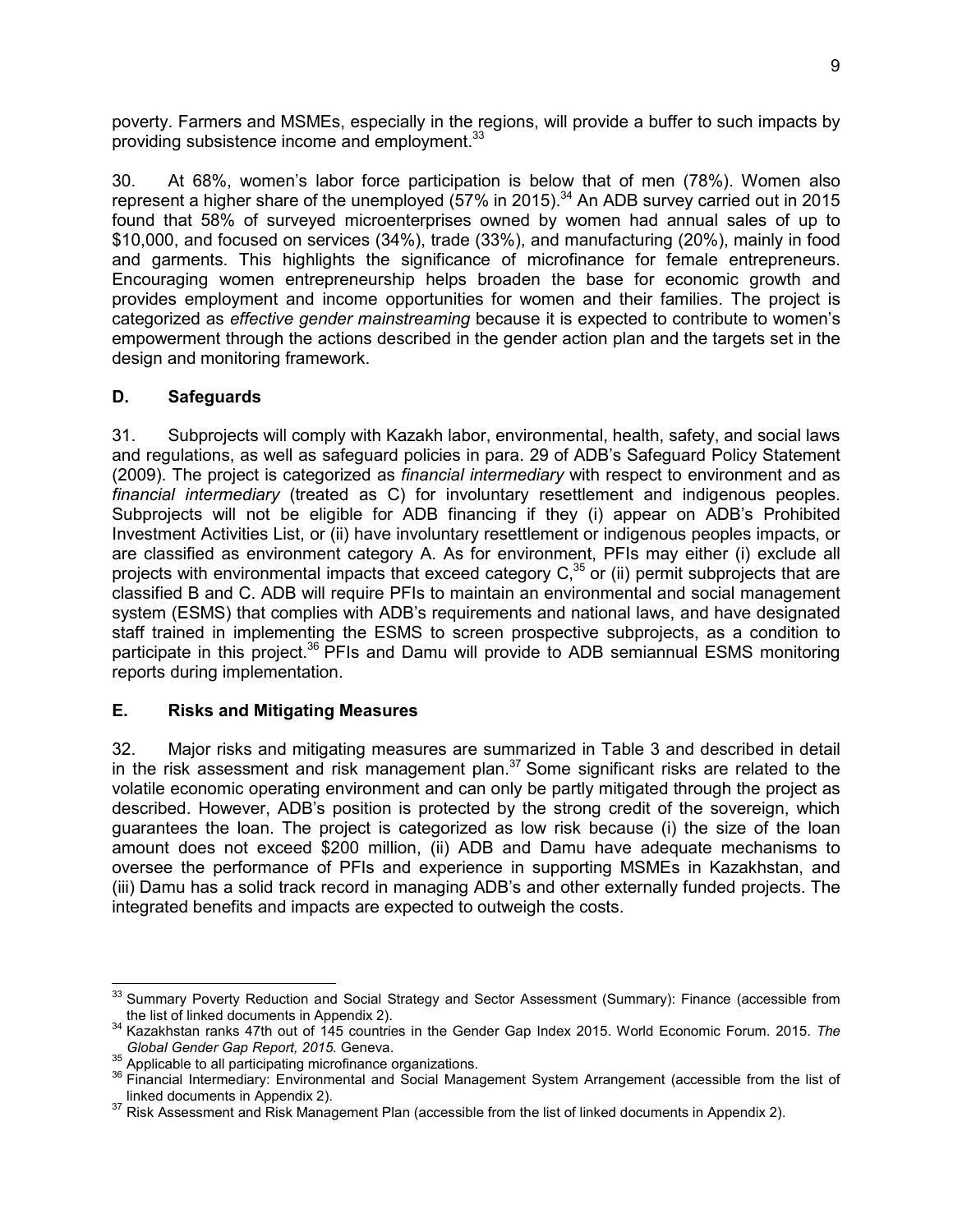poverty. Farmers and MSMEs, especially in the regions, will provide a buffer to such impacts by providing subsistence income and employment.[33]

30. At 68%, women's labor force participation is below that of men (78%). Women also represent a higher share of the unemployed (57% in 2015).[34] An ADB survey carried out in 2015 found that 58% of surveyed microenterprises owned by women had annual sales of up to \$10,000, and focused on services (34%), trade (33%), and manufacturing (20%), mainly in food and garments. This highlights the significance of microfinance for female entrepreneurs. Encouraging women entrepreneurship helps broaden the base for economic growth and provides employment and income opportunities for women and their families. The project is categorized as *effective gender mainstreaming* because it is expected to contribute to women's empowerment through the actions described in the gender action plan and the targets set in the design and monitoring framework.

## D. Safeguards

31. Subprojects will comply with Kazakh labor, environmental, health, safety, and social laws and regulations, as well as safeguard policies in para. 29 of ADB's Safeguard Policy Statement (2009). The project is categorized as *financial intermediary* with respect to environment and as *financial intermediary* (treated as C) for involuntary resettlement and indigenous peoples. Subprojects will not be eligible for ADB financing if they (i) appear on ADB's Prohibited Investment Activities List, or (ii) have involuntary resettlement or indigenous peoples impacts, or are classified as environment category A. As for environment, PFIs may either (i) exclude all projects with environmental impacts that exceed category C,[35] or (ii) permit subprojects that are classified B and C. ADB will require PFIs to maintain an environmental and social management system (ESMS) that complies with ADB's requirements and national laws, and have designated staff trained in implementing the ESMS to screen prospective subprojects, as a condition to participate in this project.[36] PFIs and Damu will provide to ADB semiannual ESMS monitoring reports during implementation.

## E. Risks and Mitigating Measures

32. Major risks and mitigating measures are summarized in Table 3 and described in detail in the risk assessment and risk management plan.[37] Some significant risks are related to the volatile economic operating environment and can only be partly mitigated through the project as described. However, ADB's position is protected by the strong credit of the sovereign, which guarantees the loan. The project is categorized as low risk because (i) the size of the loan amount does not exceed \$200 million, (ii) ADB and Damu have adequate mechanisms to oversee the performance of PFIs and experience in supporting MSMEs in Kazakhstan, and (iii) Damu has a solid track record in managing ADB's and other externally funded projects. The integrated benefits and impacts are expected to outweigh the costs.

---

[33] Summary Poverty Reduction and Social Strategy and Sector Assessment (Summary): Finance (accessible from the list of linked documents in Appendix 2).

[34] Kazakhstan ranks 47th out of 145 countries in the Gender Gap Index 2015. World Economic Forum. 2015. *The Global Gender Gap Report, 2015.* Geneva.

[35] Applicable to all participating microfinance organizations.

[36] Financial Intermediary: Environmental and Social Management System Arrangement (accessible from the list of linked documents in Appendix 2).

[37] Risk Assessment and Risk Management Plan (accessible from the list of linked documents in Appendix 2).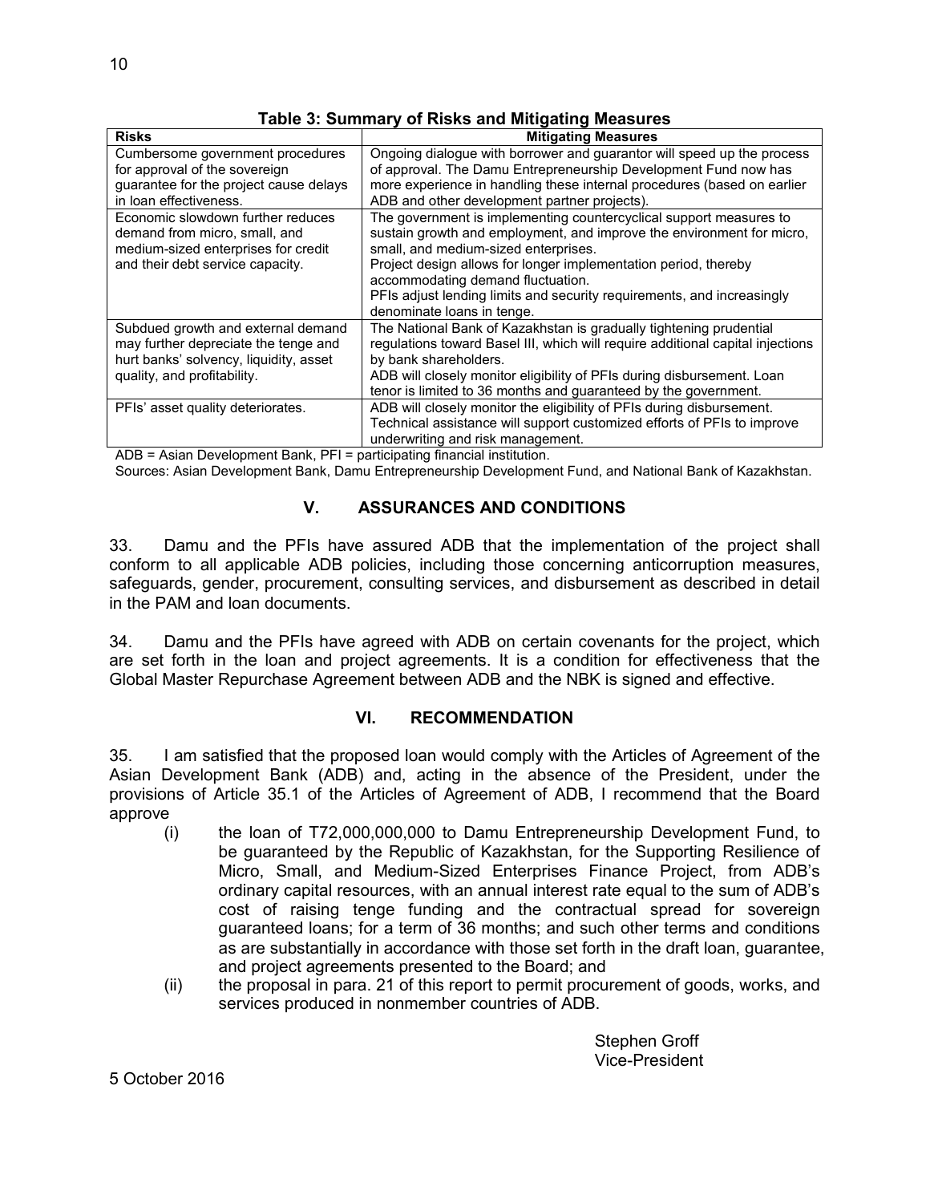**Table 3: Summary of Risks and Mitigating Measures**

| Risks | Mitigating Measures |
|---|---|
| Cumbersome government procedures for approval of the sovereign guarantee for the project cause delays in loan effectiveness. | Ongoing dialogue with borrower and guarantor will speed up the process of approval. The Damu Entrepreneurship Development Fund now has more experience in handling these internal procedures (based on earlier ADB and other development partner projects). |
| Economic slowdown further reduces demand from micro, small, and medium-sized enterprises for credit and their debt service capacity. | The government is implementing countercyclical support measures to sustain growth and employment, and improve the environment for micro, small, and medium-sized enterprises.<br>Project design allows for longer implementation period, thereby accommodating demand fluctuation.<br>PFIs adjust lending limits and security requirements, and increasingly denominate loans in tenge. |
| Subdued growth and external demand may further depreciate the tenge and hurt banks' solvency, liquidity, asset quality, and profitability. | The National Bank of Kazakhstan is gradually tightening prudential regulations toward Basel III, which will require additional capital injections by bank shareholders.<br>ADB will closely monitor eligibility of PFIs during disbursement. Loan tenor is limited to 36 months and guaranteed by the government. |
| PFIs' asset quality deteriorates. | ADB will closely monitor the eligibility of PFIs during disbursement. Technical assistance will support customized efforts of PFIs to improve underwriting and risk management. |

ADB = Asian Development Bank, PFI = participating financial institution.

Sources: Asian Development Bank, Damu Entrepreneurship Development Fund, and National Bank of Kazakhstan.

## V. ASSURANCES AND CONDITIONS

33. Damu and the PFIs have assured ADB that the implementation of the project shall conform to all applicable ADB policies, including those concerning anticorruption measures, safeguards, gender, procurement, consulting services, and disbursement as described in detail in the PAM and loan documents.

34. Damu and the PFIs have agreed with ADB on certain covenants for the project, which are set forth in the loan and project agreements. It is a condition for effectiveness that the Global Master Repurchase Agreement between ADB and the NBK is signed and effective.

## VI. RECOMMENDATION

35. I am satisfied that the proposed loan would comply with the Articles of Agreement of the Asian Development Bank (ADB) and, acting in the absence of the President, under the provisions of Article 35.1 of the Articles of Agreement of ADB, I recommend that the Board approve

(i) the loan of T72,000,000,000 to Damu Entrepreneurship Development Fund, to be guaranteed by the Republic of Kazakhstan, for the Supporting Resilience of Micro, Small, and Medium-Sized Enterprises Finance Project, from ADB's ordinary capital resources, with an annual interest rate equal to the sum of ADB's cost of raising tenge funding and the contractual spread for sovereign guaranteed loans; for a term of 36 months; and such other terms and conditions as are substantially in accordance with those set forth in the draft loan, guarantee, and project agreements presented to the Board; and

(ii) the proposal in para. 21 of this report to permit procurement of goods, works, and services produced in nonmember countries of ADB.

Stephen Groff
Vice-President

5 October 2016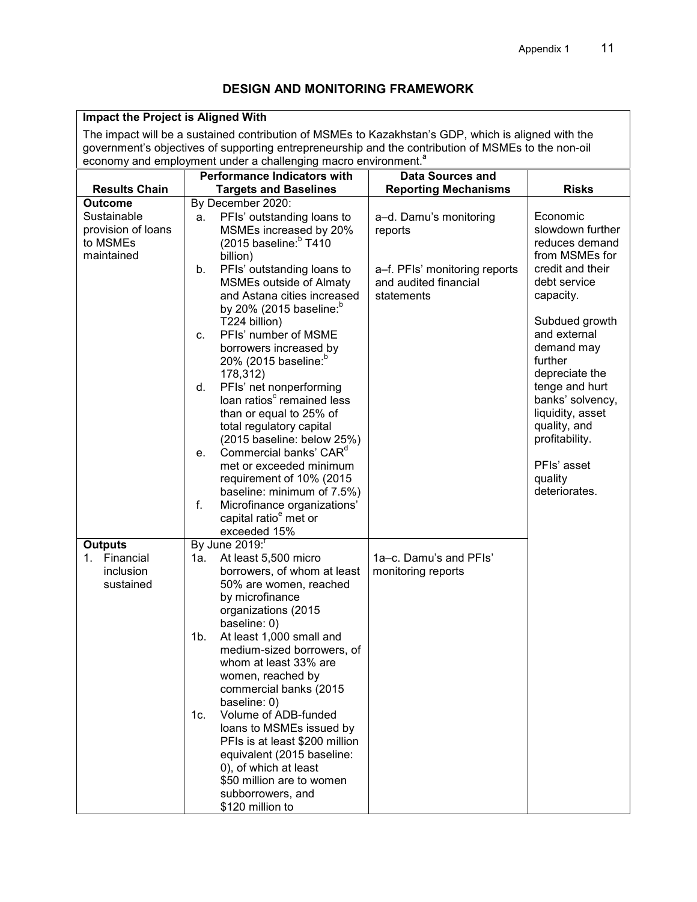## DESIGN AND MONITORING FRAMEWORK

**Impact the Project is Aligned With**

The impact will be a sustained contribution of MSMEs to Kazakhstan's GDP, which is aligned with the government's objectives of supporting entrepreneurship and the contribution of MSMEs to the non-oil economy and employment under a challenging macro environment.[a]

| Results Chain | Performance Indicators with Targets and Baselines | Data Sources and Reporting Mechanisms | Risks |
|---|---|---|---|
| **Outcome**<br>Sustainable provision of loans to MSMEs maintained | By December 2020:<br>a. PFIs' outstanding loans to MSMEs increased by 20% (2015 baseline:[b] T410 billion)<br>b. PFIs' outstanding loans to MSMEs outside of Almaty and Astana cities increased by 20% (2015 baseline:[b] T224 billion)<br>c. PFIs' number of MSME borrowers increased by 20% (2015 baseline:[b] 178,312)<br>d. PFIs' net nonperforming loan ratios[c] remained less than or equal to 25% of total regulatory capital (2015 baseline: below 25%)<br>e. Commercial banks' CAR[d] met or exceeded minimum requirement of 10% (2015 baseline: minimum of 7.5%)<br>f. Microfinance organizations' capital ratio[e] met or exceeded 15% | a–d. Damu's monitoring reports<br><br>a–f. PFIs' monitoring reports and audited financial statements | Economic slowdown further reduces demand from MSMEs for credit and their debt service capacity.<br><br>Subdued growth and external demand may further depreciate the tenge and hurt banks' solvency, liquidity, asset quality, and profitability.<br><br>PFIs' asset quality deteriorates. |
| **Outputs**<br>1. Financial inclusion sustained | By June 2019:[f]<br>1a. At least 5,500 micro borrowers, of whom at least 50% are women, reached by microfinance organizations (2015 baseline: 0)<br>1b. At least 1,000 small and medium-sized borrowers, of whom at least 33% are women, reached by commercial banks (2015 baseline: 0)<br>1c. Volume of ADB-funded loans to MSMEs issued by PFIs is at least $200 million equivalent (2015 baseline: 0), of which at least $50 million are to women subborrowers, and $120 million to | 1a–c. Damu's and PFIs' monitoring reports | |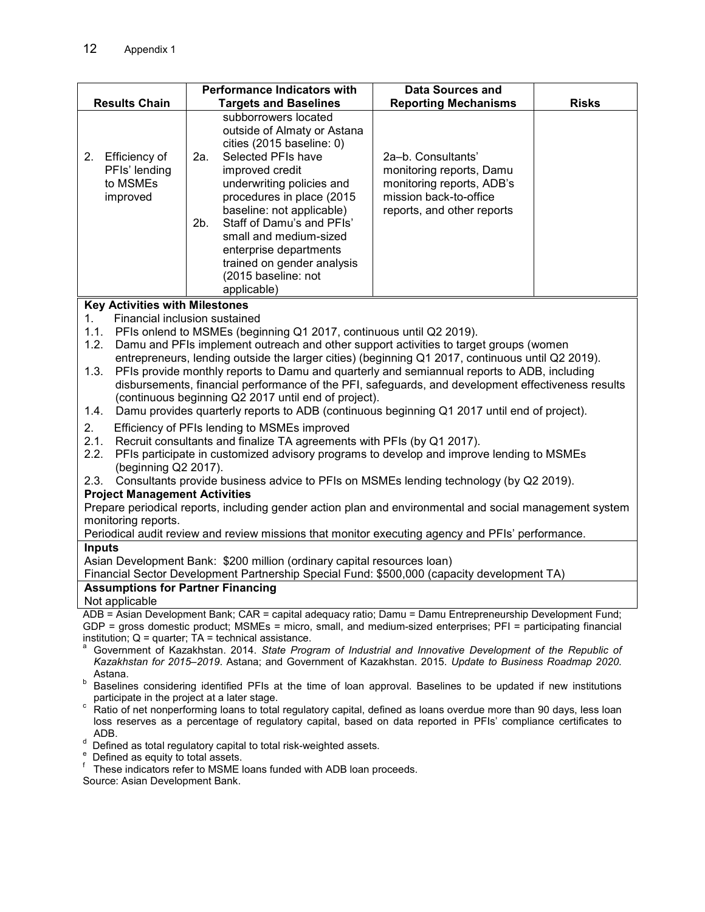| Results Chain | Performance Indicators with Targets and Baselines | Data Sources and Reporting Mechanisms | Risks |
|---|---|---|---|
| | subborrowers located outside of Almaty or Astana cities (2015 baseline: 0) | | |
| 2. Efficiency of PFIs' lending to MSMEs improved | 2a. Selected PFIs have improved credit underwriting policies and procedures in place (2015 baseline: not applicable)<br>2b. Staff of Damu's and PFIs' small and medium-sized enterprise departments trained on gender analysis (2015 baseline: not applicable) | 2a–b. Consultants' monitoring reports, Damu monitoring reports, ADB's mission back-to-office reports, and other reports | |

**Key Activities with Milestones**

1. Financial inclusion sustained
   - 1.1. PFIs onlend to MSMEs (beginning Q1 2017, continuous until Q2 2019).
   - 1.2. Damu and PFIs implement outreach and other support activities to target groups (women entrepreneurs, lending outside the larger cities) (beginning Q1 2017, continuous until Q2 2019).
   - 1.3. PFIs provide monthly reports to Damu and quarterly and semiannual reports to ADB, including disbursements, financial performance of the PFI, safeguards, and development effectiveness results (continuous beginning Q2 2017 until end of project).
   - 1.4. Damu provides quarterly reports to ADB (continuous beginning Q1 2017 until end of project).
2. Efficiency of PFIs lending to MSMEs improved
   - 2.1. Recruit consultants and finalize TA agreements with PFIs (by Q1 2017).
   - 2.2. PFIs participate in customized advisory programs to develop and improve lending to MSMEs (beginning Q2 2017).
   - 2.3. Consultants provide business advice to PFIs on MSMEs lending technology (by Q2 2019).

**Project Management Activities**

Prepare periodical reports, including gender action plan and environmental and social management system monitoring reports.

Periodical audit review and review missions that monitor executing agency and PFIs' performance.

**Inputs**

Asian Development Bank: $200 million (ordinary capital resources loan)

Financial Sector Development Partnership Special Fund: $500,000 (capacity development TA)

**Assumptions for Partner Financing**

Not applicable

ADB = Asian Development Bank; CAR = capital adequacy ratio; Damu = Damu Entrepreneurship Development Fund; GDP = gross domestic product; MSMEs = micro, small, and medium-sized enterprises; PFI = participating financial institution; Q = quarter; TA = technical assistance.

[a] Government of Kazakhstan. 2014. *State Program of Industrial and Innovative Development of the Republic of Kazakhstan for 2015–2019*. Astana; and Government of Kazakhstan. 2015. *Update to Business Roadmap 2020.* Astana.

[b] Baselines considering identified PFIs at the time of loan approval. Baselines to be updated if new institutions participate in the project at a later stage.

[c] Ratio of net nonperforming loans to total regulatory capital, defined as loans overdue more than 90 days, less loan loss reserves as a percentage of regulatory capital, based on data reported in PFIs' compliance certificates to ADB.

[d] Defined as total regulatory capital to total risk-weighted assets.

[e] Defined as equity to total assets.

[f] These indicators refer to MSME loans funded with ADB loan proceeds.

Source: Asian Development Bank.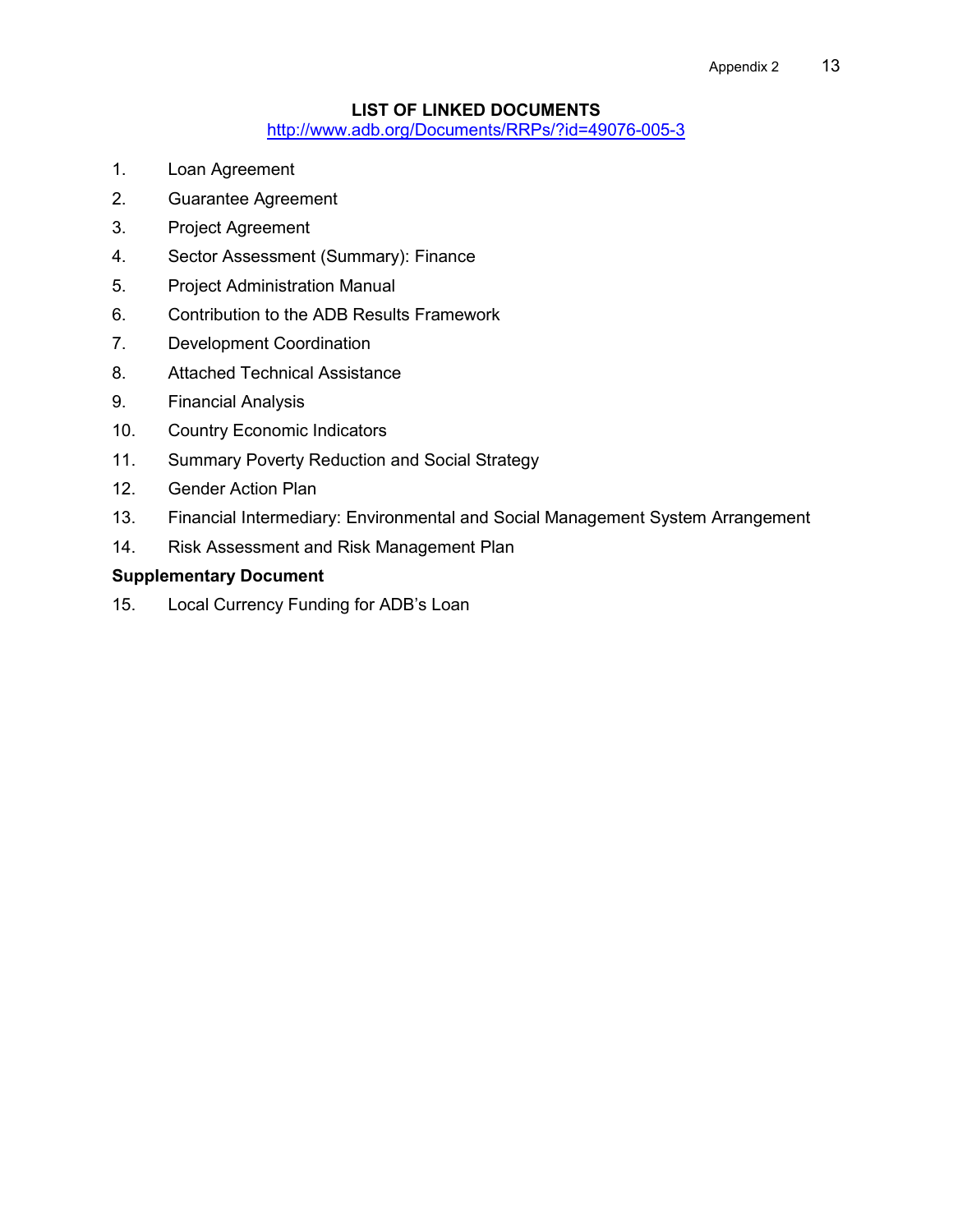## LIST OF LINKED DOCUMENTS

http://www.adb.org/Documents/RRPs/?id=49076-005-3

1. Loan Agreement
2. Guarantee Agreement
3. Project Agreement
4. Sector Assessment (Summary): Finance
5. Project Administration Manual
6. Contribution to the ADB Results Framework
7. Development Coordination
8. Attached Technical Assistance
9. Financial Analysis
10. Country Economic Indicators
11. Summary Poverty Reduction and Social Strategy
12. Gender Action Plan
13. Financial Intermediary: Environmental and Social Management System Arrangement
14. Risk Assessment and Risk Management Plan

**Supplementary Document**

15. Local Currency Funding for ADB's Loan